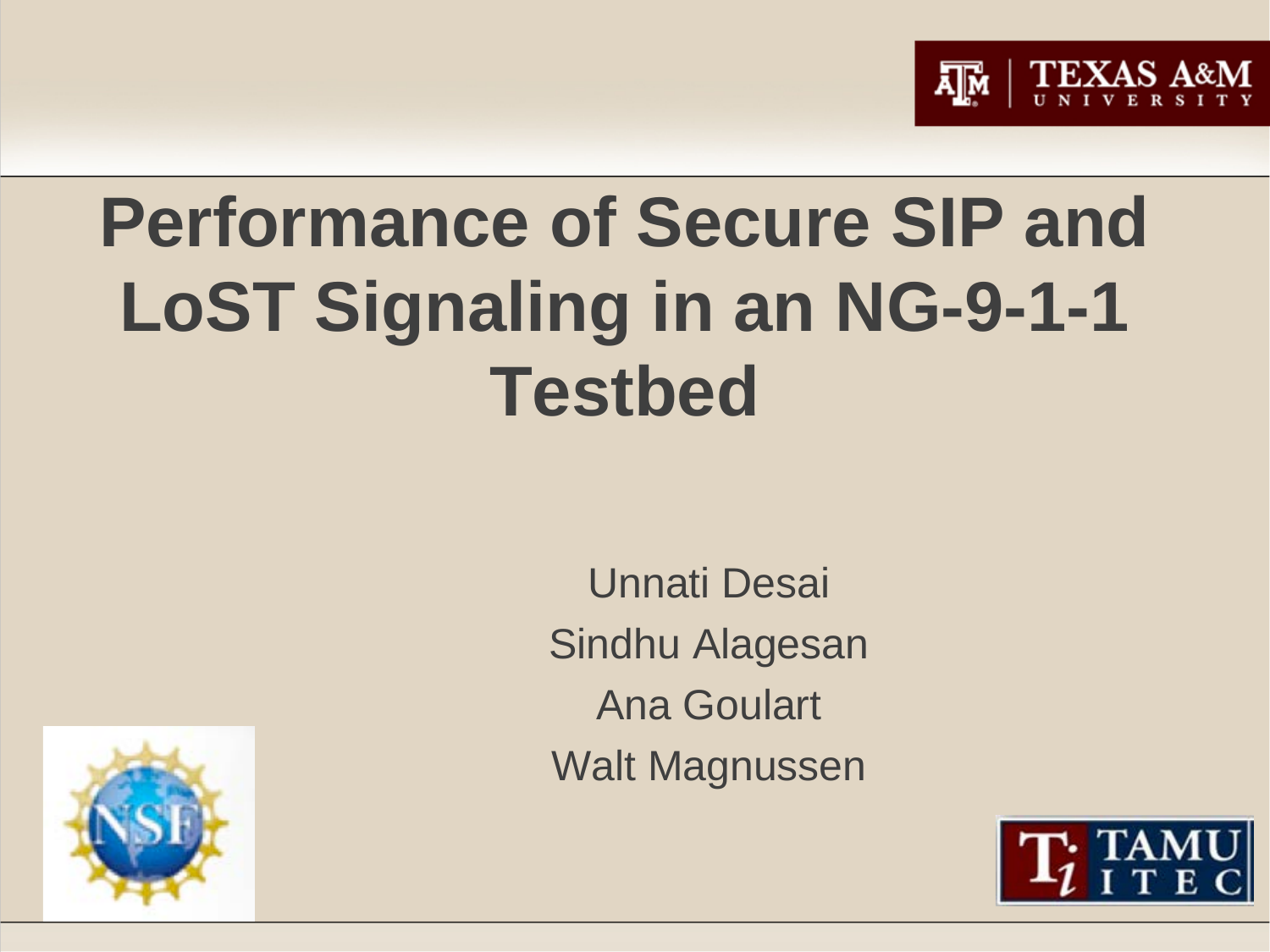# Performance of Secure SIP and LoST Signaling in an NG-9-1-1 Testbed

Unnati Desai

Sindhu Alagesan

Ana Goulart

Walt Magnussen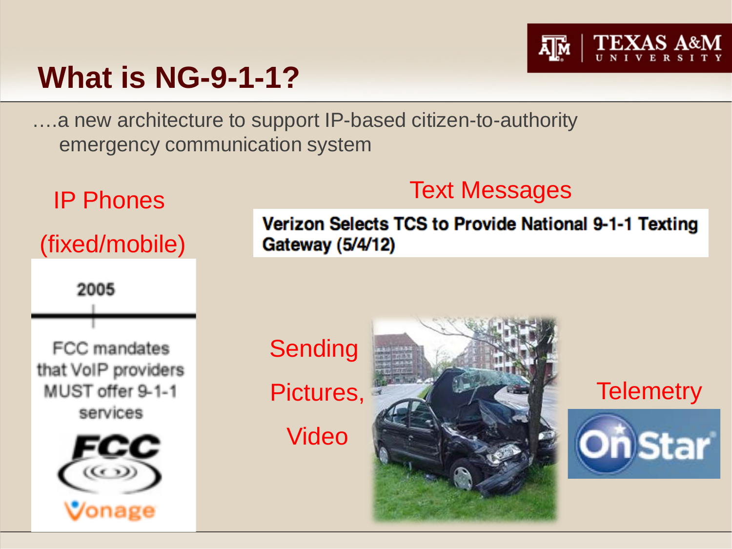# What is NG-9-1-1?

….a new architecture to support IP-based citizen-to-authority emergency communication system

IP Phones

(fixed/mobile)

2005

FCC mandates that VoIP providers MUST offer 9-1-1 services

Text Messages

Verizon Selects TCS to Provide National 9-1-1 Texting Gateway (5/4/12)

Sending

Pictures,

Video

Telemetry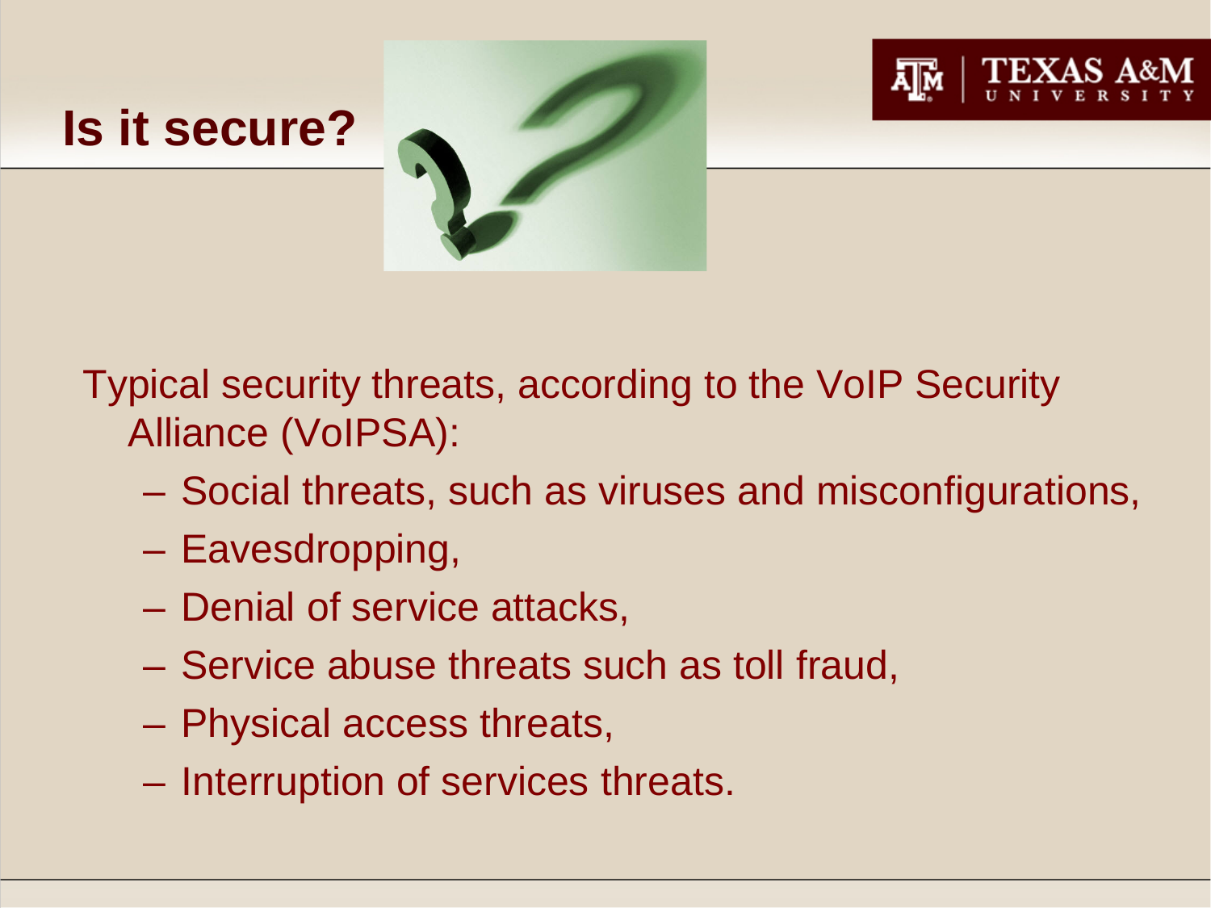# Is it secure?

Typical security threats, according to the VoIP Security Alliance (VoIPSA):

- Social threats, such as viruses and misconfigurations,
- Eavesdropping,
- Denial of service attacks,
- Service abuse threats such as toll fraud,
- Physical access threats,
- Interruption of services threats.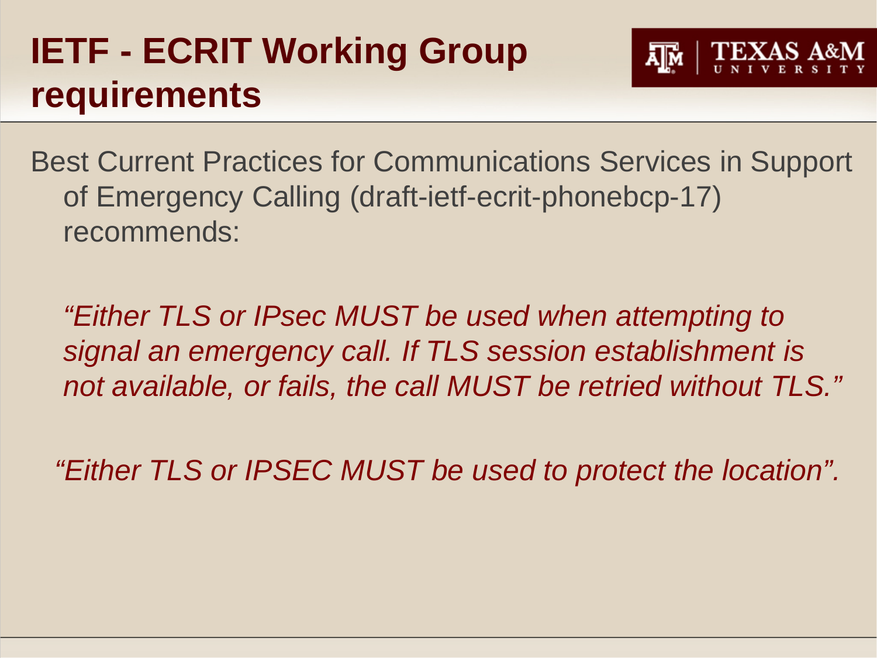# IETF - ECRIT Working Group requirements

Best Current Practices for Communications Services in Support of Emergency Calling (draft-ietf-ecrit-phonebcp-17) recommends:

*“Either TLS or IPsec MUST be used when attempting to signal an emergency call. If TLS session establishment is not available, or fails, the call MUST be retried without TLS.”*

*“Either TLS or IPSEC MUST be used to protect the location”.*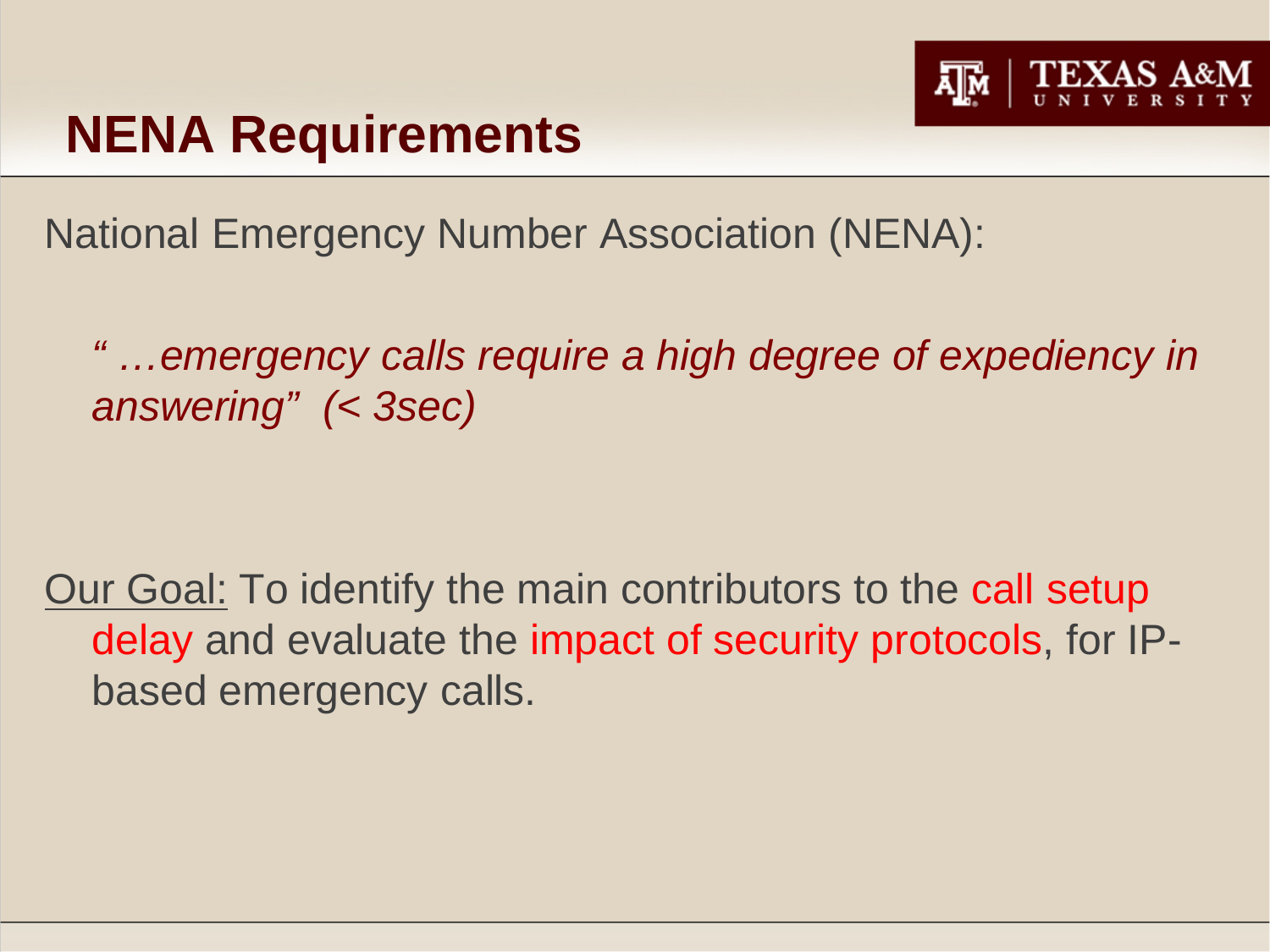# NENA Requirements

National Emergency Number Association (NENA):

*" …emergency calls require a high degree of expediency in answering" (< 3sec)*

Our Goal: To identify the main contributors to the call setup delay and evaluate the impact of security protocols, for IP-based emergency calls.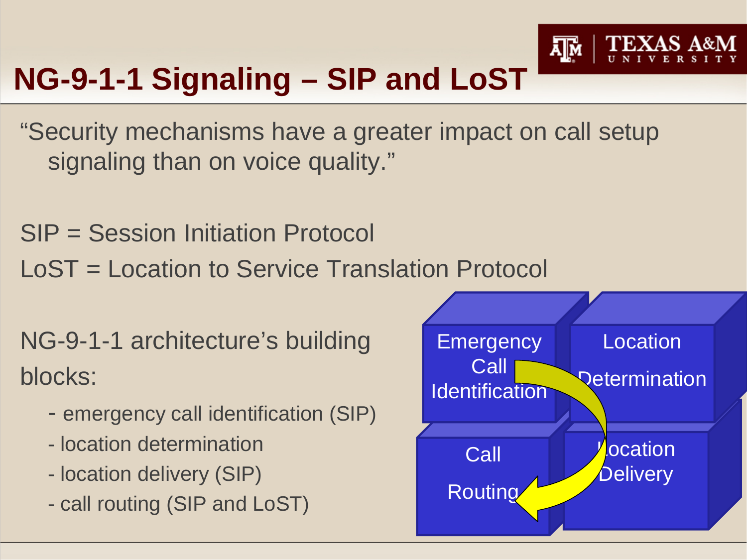# NG-9-1-1 Signaling – SIP and LoST

"Security mechanisms have a greater impact on call setup signaling than on voice quality."

SIP = Session Initiation Protocol

LoST = Location to Service Translation Protocol

NG-9-1-1 architecture's building blocks:

- emergency call identification (SIP)
- location determination
- location delivery (SIP)
- call routing (SIP and LoST)

Emergency Call Identification

Location Determination

Call Routing

Location Delivery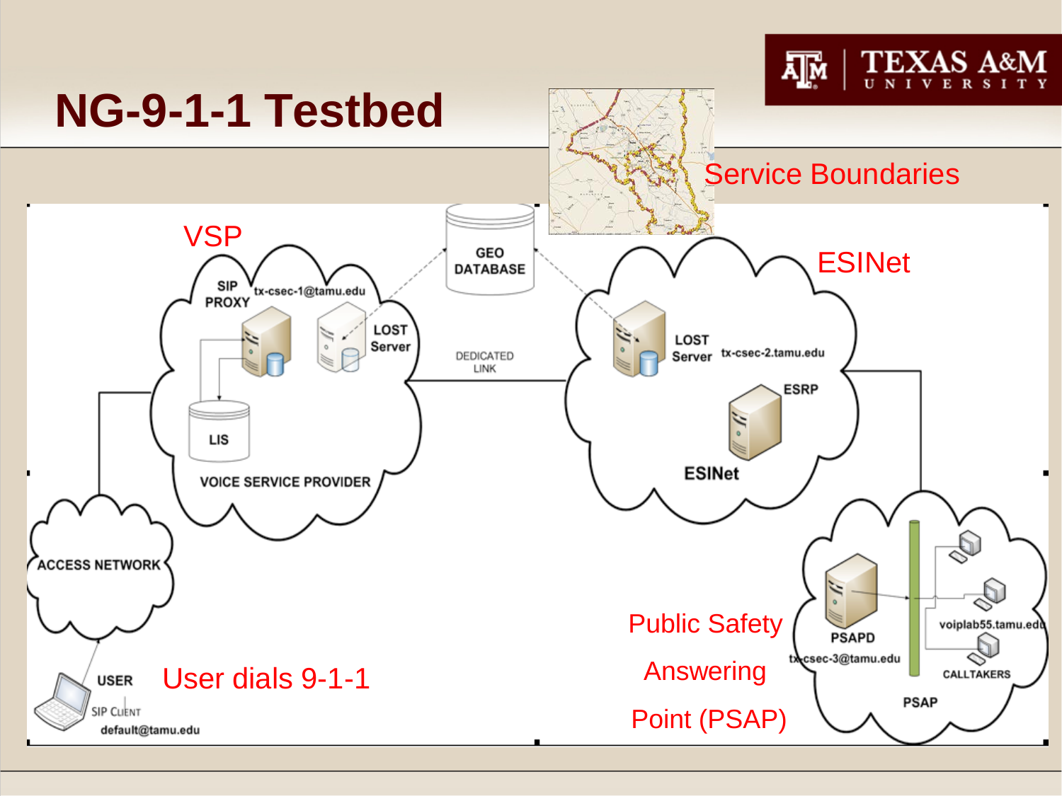# NG-9-1-1 Testbed

Service Boundaries

VSP

SIP PROXY tx-csec-1@tamu.edu

LOST Server

GEO DATABASE

DEDICATED LINK

LIS

VOICE SERVICE PROVIDER

ESINet

LOST Server tx-csec-2.tamu.edu

ESRP

ESINet

ACCESS NETWORK

USER

SIP CLIENT

default@tamu.edu

User dials 9-1-1

Public Safety Answering Point (PSAP)

PSAPD

tx-csec-3@tamu.edu

voiplab55.tamu.edu

CALLTAKERS

PSAP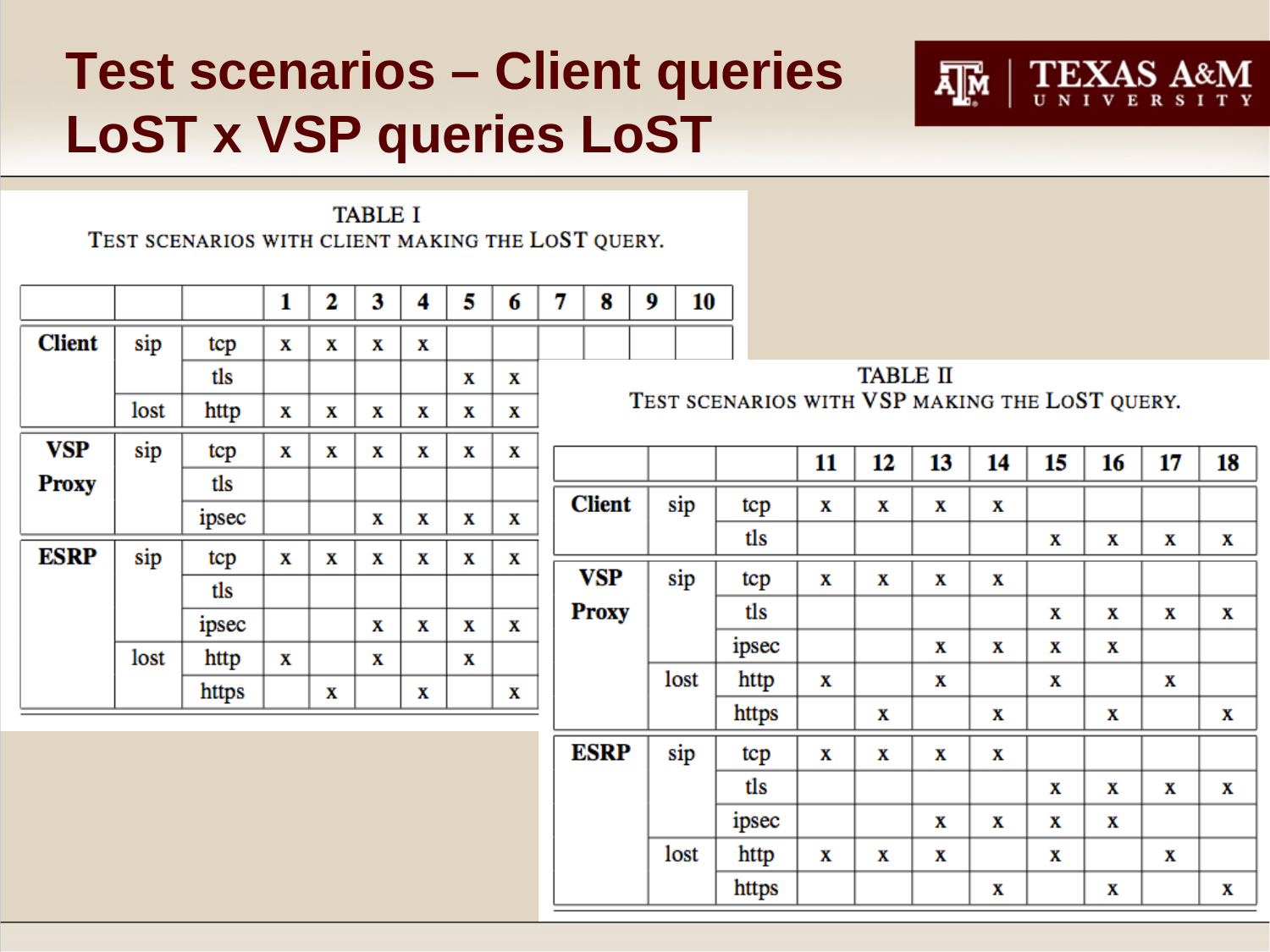# Test scenarios – Client queries LoST x VSP queries LoST

TABLE I
TEST SCENARIOS WITH CLIENT MAKING THE LOST QUERY.

| | | | 1 | 2 | 3 | 4 | 5 | 6 | 7 | 8 | 9 | 10 |
|---|---|---|---|---|---|---|---|---|---|---|---|---|
| **Client** | sip | tcp | x | x | x | x | | | | | | |
| | | tls | | | | | x | x | | | | |
| | lost | http | x | x | x | x | x | x | | | | |
| **VSP Proxy** | sip | tcp | x | x | x | x | x | x | | | | |
| | | tls | | | | | | | | | | |
| | | ipsec | | | x | x | x | x | | | | |
| **ESRP** | sip | tcp | x | x | x | x | x | x | | | | |
| | | tls | | | | | | | | | | |
| | | ipsec | | | x | x | x | x | | | | |
| | lost | http | x | | x | | x | | | | | |
| | | https | | x | | x | | x | | | | |

TABLE II
TEST SCENARIOS WITH VSP MAKING THE LOST QUERY.

| | | | 11 | 12 | 13 | 14 | 15 | 16 | 17 | 18 |
|---|---|---|---|---|---|---|---|---|---|---|
| **Client** | sip | tcp | x | x | x | x | | | | |
| | | tls | | | | | x | x | x | x |
| **VSP Proxy** | sip | tcp | x | x | x | x | | | | |
| | | tls | | | | | x | x | x | x |
| | | ipsec | | | x | x | x | x | | |
| | lost | http | x | | x | | x | | x | |
| | | https | | x | | x | | x | | x |
| **ESRP** | sip | tcp | x | x | x | x | | | | |
| | | tls | | | | | x | x | x | x |
| | | ipsec | | | x | x | x | x | | |
| | lost | http | x | x | x | | x | | x | |
| | | https | | | | x | | x | | x |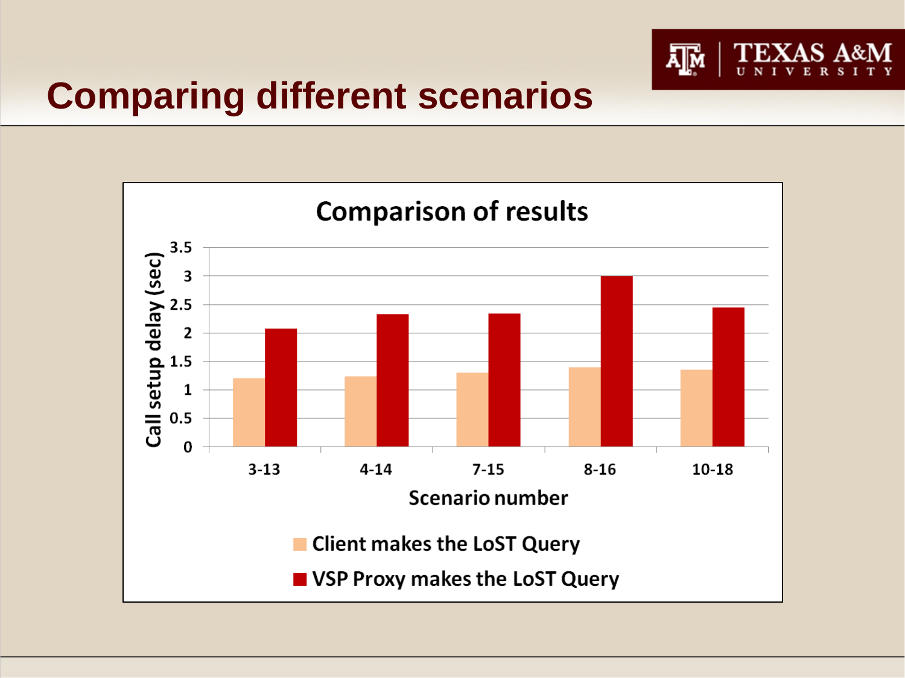# Comparing different scenarios

**Comparison of results**

Call setup delay (sec)

| Scenario number | Client makes the LoST Query | VSP Proxy makes the LoST Query |
|---|---|---|
| 3-13 | ~1.2 | ~2.07 |
| 4-14 | ~1.23 | ~2.33 |
| 7-15 | ~1.3 | ~2.34 |
| 8-16 | ~1.4 | ~3.0 |
| 10-18 | ~1.35 | ~2.45 |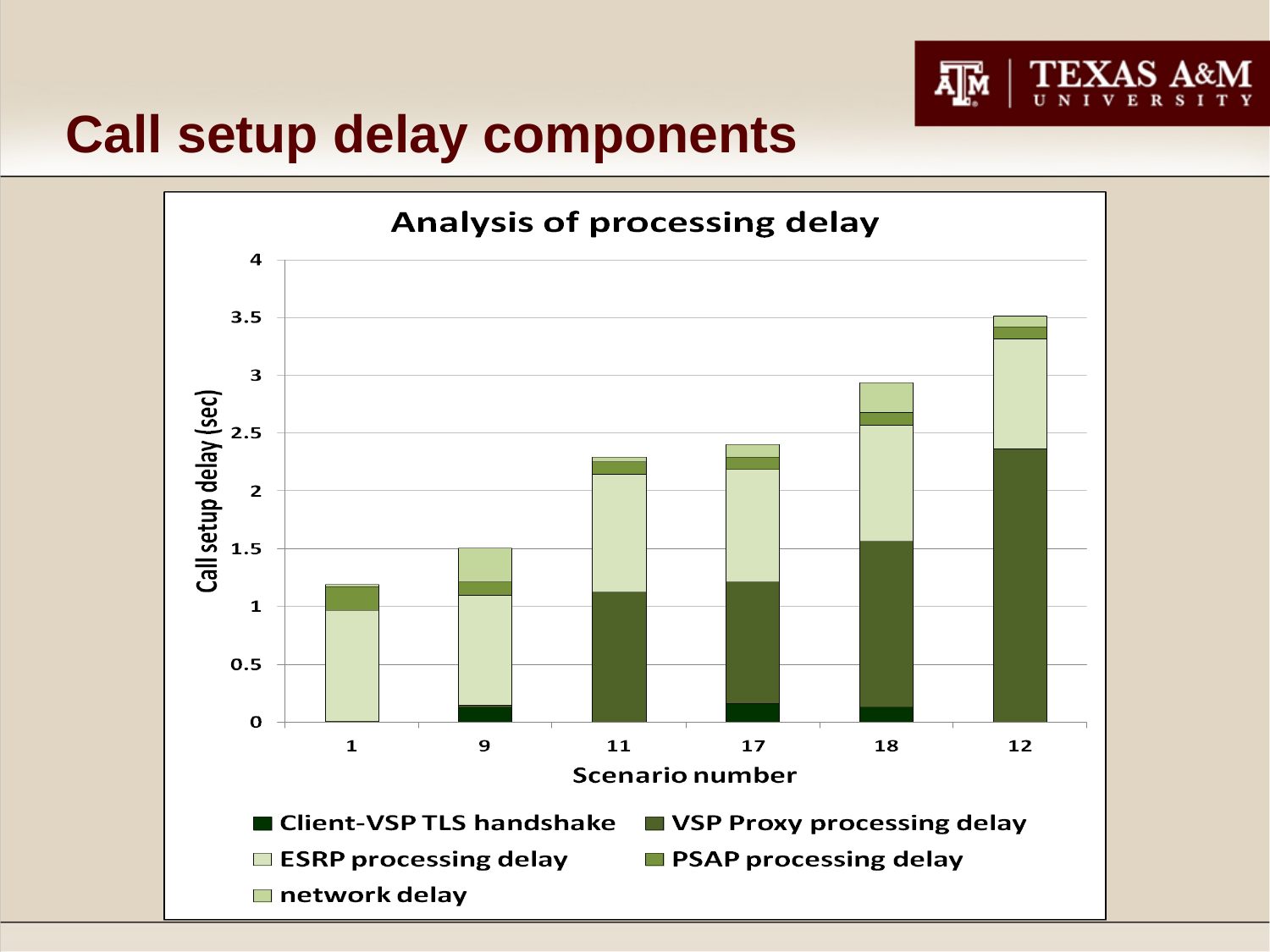# Call setup delay components

**Analysis of processing delay**

Call setup delay (sec)

Scenario number: 1, 9, 11, 17, 18, 12

Legend: Client-VSP TLS handshake, VSP Proxy processing delay, ESRP processing delay, PSAP processing delay, network delay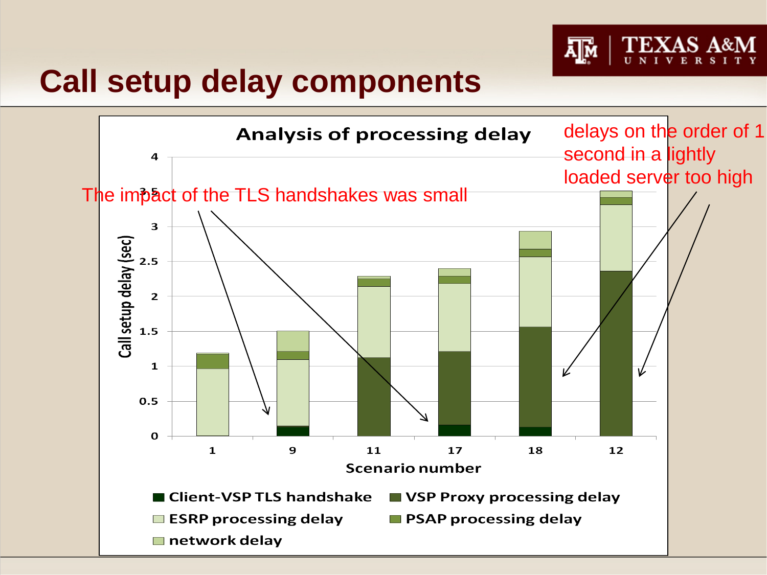# Call setup delay components

**Analysis of processing delay**

The impact of the TLS handshakes was small

delays on the order of 1 second in a lightly loaded server too high

Call setup delay (sec)

Scenario number: 1, 9, 11, 17, 18, 12

- Client-VSP TLS handshake
- VSP Proxy processing delay
- ESRP processing delay
- PSAP processing delay
- network delay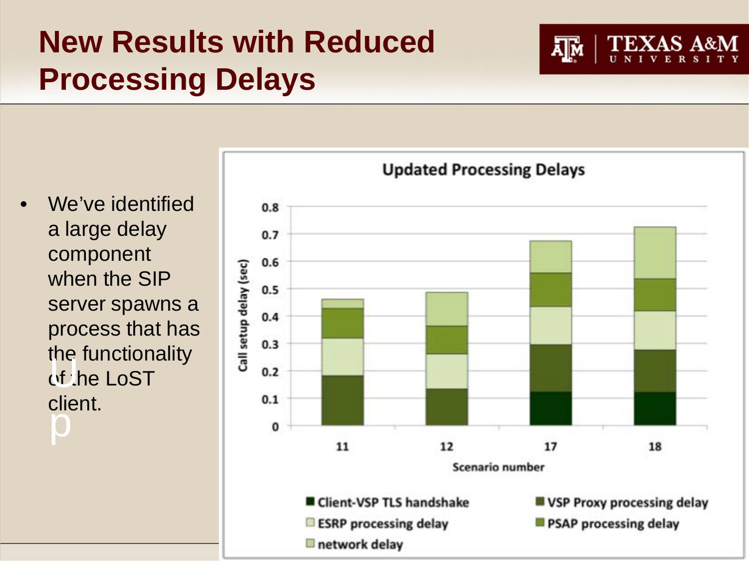# New Results with Reduced Processing Delays

- We've identified a large delay component when the SIP server spawns a process that has the functionality of the LoST client.

**Updated Processing Delays**

Call setup delay (sec)

Scenario number: 11, 12, 17, 18

Legend: Client-VSP TLS handshake; VSP Proxy processing delay; ESRP processing delay; PSAP processing delay; network delay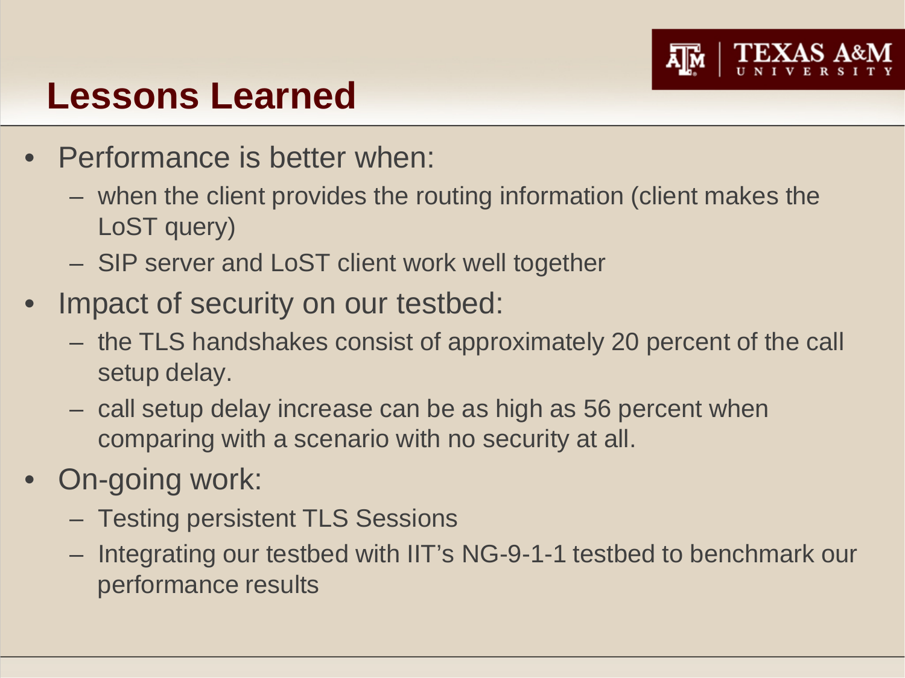# Lessons Learned

- Performance is better when:
  - when the client provides the routing information (client makes the LoST query)
  - SIP server and LoST client work well together
- Impact of security on our testbed:
  - the TLS handshakes consist of approximately 20 percent of the call setup delay.
  - call setup delay increase can be as high as 56 percent when comparing with a scenario with no security at all.
- On-going work:
  - Testing persistent TLS Sessions
  - Integrating our testbed with IIT's NG-9-1-1 testbed to benchmark our performance results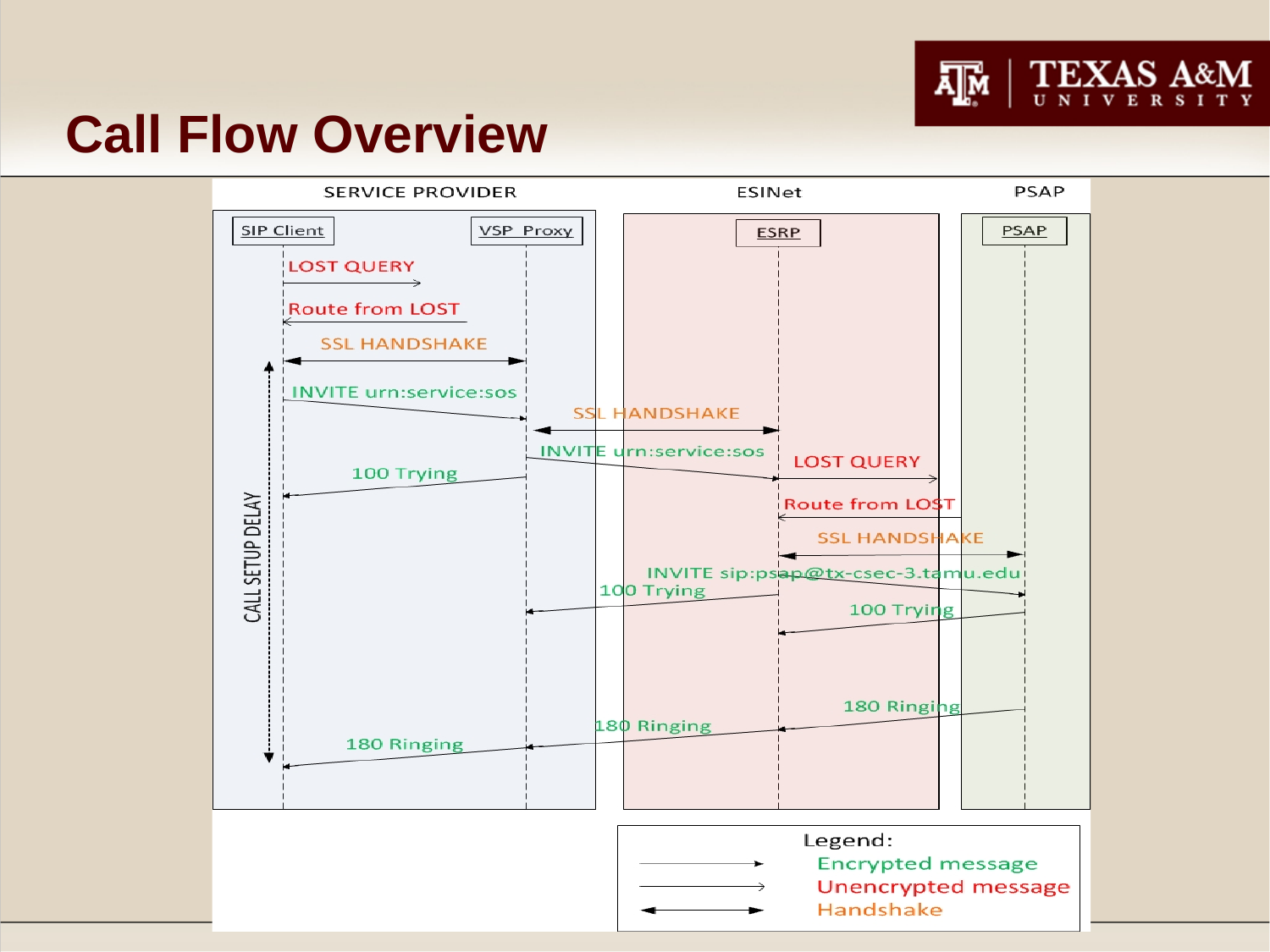# Call Flow Overview

SERVICE PROVIDER

ESINet

PSAP

SIP Client

VSP Proxy

ESRP

PSAP

LOST QUERY

Route from LOST

SSL HANDSHAKE

INVITE urn:service:sos

SSL HANDSHAKE

INVITE urn:service:sos

LOST QUERY

100 Trying

Route from LOST

SSL HANDSHAKE

INVITE sip:psap@tx-csec-3.tamu.edu

100 Trying

100 Trying

180 Ringing

180 Ringing

180 Ringing

CALL SETUP DELAY

Legend:

Encrypted message

Unencrypted message

Handshake